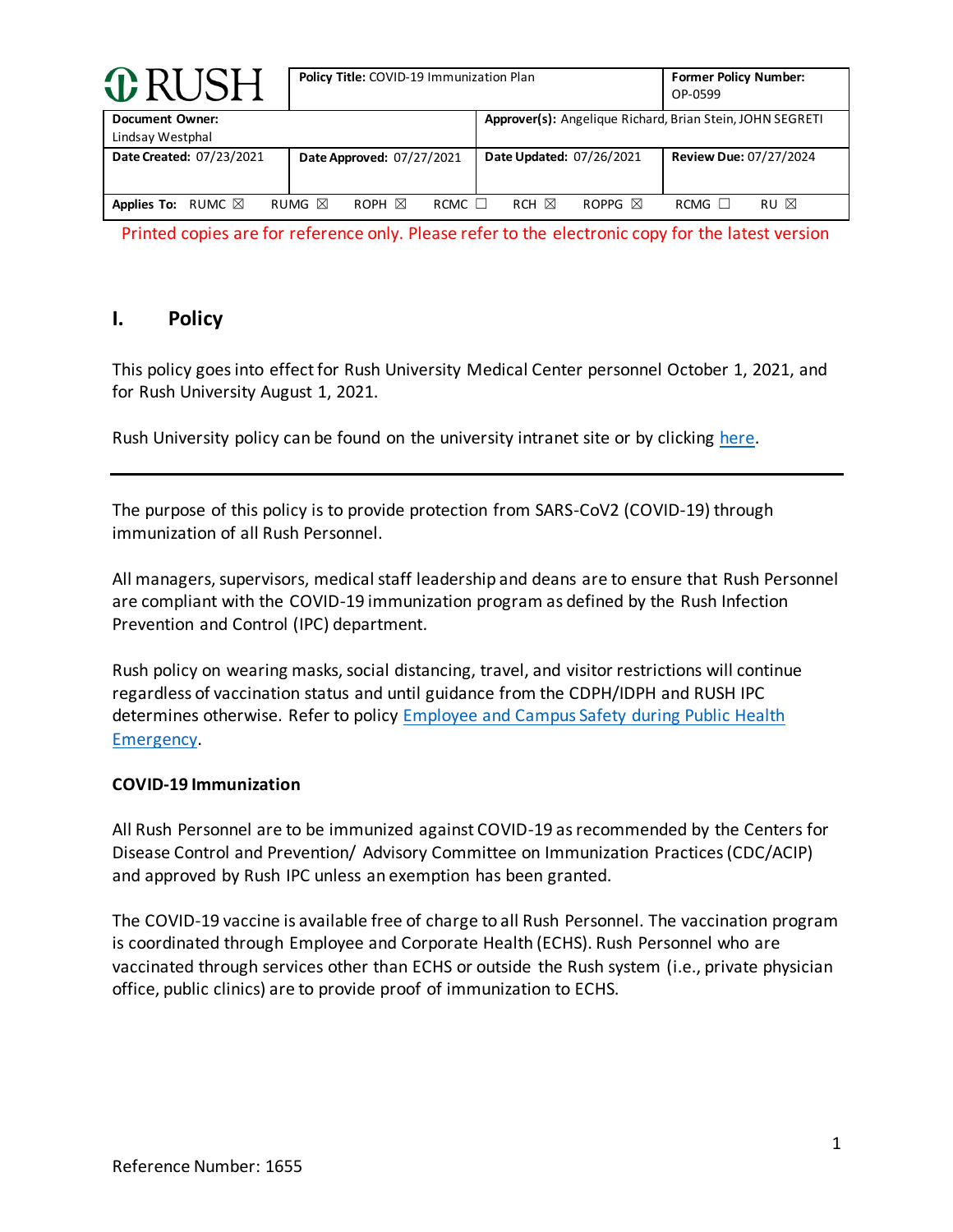| RUSH | Policy Title: COVID-19 Immunization Plan | | Former Policy Number: OP-0599 |
|---|---|---|---|
| Document Owner: Lindsay Westphal | | Approver(s): Angelique Richard, Brian Stein, JOHN SEGRETI | |
| Date Created: 07/23/2021 | Date Approved: 07/27/2021 | Date Updated: 07/26/2021 | Review Due: 07/27/2024 |
| Applies To: RUMC ☒ RUMG ☒ ROPH ☒ RCMC ☐ RCH ☒ ROPPG ☒ RCMG ☐ RU ☒ | | | |

Printed copies are for reference only. Please refer to the electronic copy for the latest version

## I. Policy

This policy goes into effect for Rush University Medical Center personnel October 1, 2021, and for Rush University August 1, 2021.

Rush University policy can be found on the university intranet site or by clicking here.

---

The purpose of this policy is to provide protection from SARS-CoV2 (COVID-19) through immunization of all Rush Personnel.

All managers, supervisors, medical staff leadership and deans are to ensure that Rush Personnel are compliant with the COVID-19 immunization program as defined by the Rush Infection Prevention and Control (IPC) department.

Rush policy on wearing masks, social distancing, travel, and visitor restrictions will continue regardless of vaccination status and until guidance from the CDPH/IDPH and RUSH IPC determines otherwise. Refer to policy Employee and Campus Safety during Public Health Emergency.

**COVID-19 Immunization**

All Rush Personnel are to be immunized against COVID-19 as recommended by the Centers for Disease Control and Prevention/ Advisory Committee on Immunization Practices (CDC/ACIP) and approved by Rush IPC unless an exemption has been granted.

The COVID-19 vaccine is available free of charge to all Rush Personnel. The vaccination program is coordinated through Employee and Corporate Health (ECHS). Rush Personnel who are vaccinated through services other than ECHS or outside the Rush system (i.e., private physician office, public clinics) are to provide proof of immunization to ECHS.

Reference Number: 1655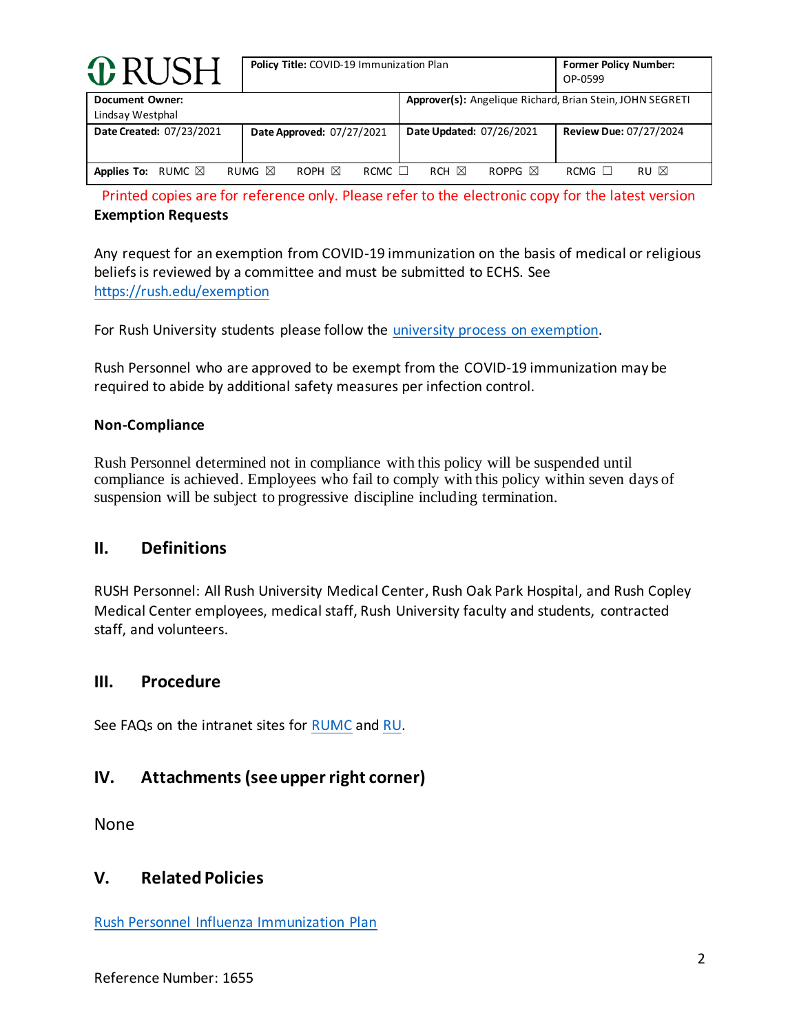| **RUSH** | **Policy Title:** COVID-19 Immunization Plan | | **Former Policy Number:** OP-0599 |
|---|---|---|---|
| **Document Owner:** Lindsay Westphal | | **Approver(s):** Angelique Richard, Brian Stein, JOHN SEGRETI | |
| **Date Created:** 07/23/2021 | **Date Approved:** 07/27/2021 | **Date Updated:** 07/26/2021 | **Review Due:** 07/27/2024 |
| **Applies To:** RUMC ☒ RUMG ☒ ROPH ☒ RCMC ☐ RCH ☒ ROPPG ☒ RCMG ☐ RU ☒ | | | |

Printed copies are for reference only. Please refer to the electronic copy for the latest version

**Exemption Requests**

Any request for an exemption from COVID-19 immunization on the basis of medical or religious beliefs is reviewed by a committee and must be submitted to ECHS. See https://rush.edu/exemption

For Rush University students please follow the university process on exemption.

Rush Personnel who are approved to be exempt from the COVID-19 immunization may be required to abide by additional safety measures per infection control.

**Non-Compliance**

Rush Personnel determined not in compliance with this policy will be suspended until compliance is achieved. Employees who fail to comply with this policy within seven days of suspension will be subject to progressive discipline including termination.

## II. Definitions

RUSH Personnel: All Rush University Medical Center, Rush Oak Park Hospital, and Rush Copley Medical Center employees, medical staff, Rush University faculty and students, contracted staff, and volunteers.

## III. Procedure

See FAQs on the intranet sites for RUMC and RU.

## IV. Attachments (see upper right corner)

None

## V. Related Policies

Rush Personnel Influenza Immunization Plan

Reference Number: 1655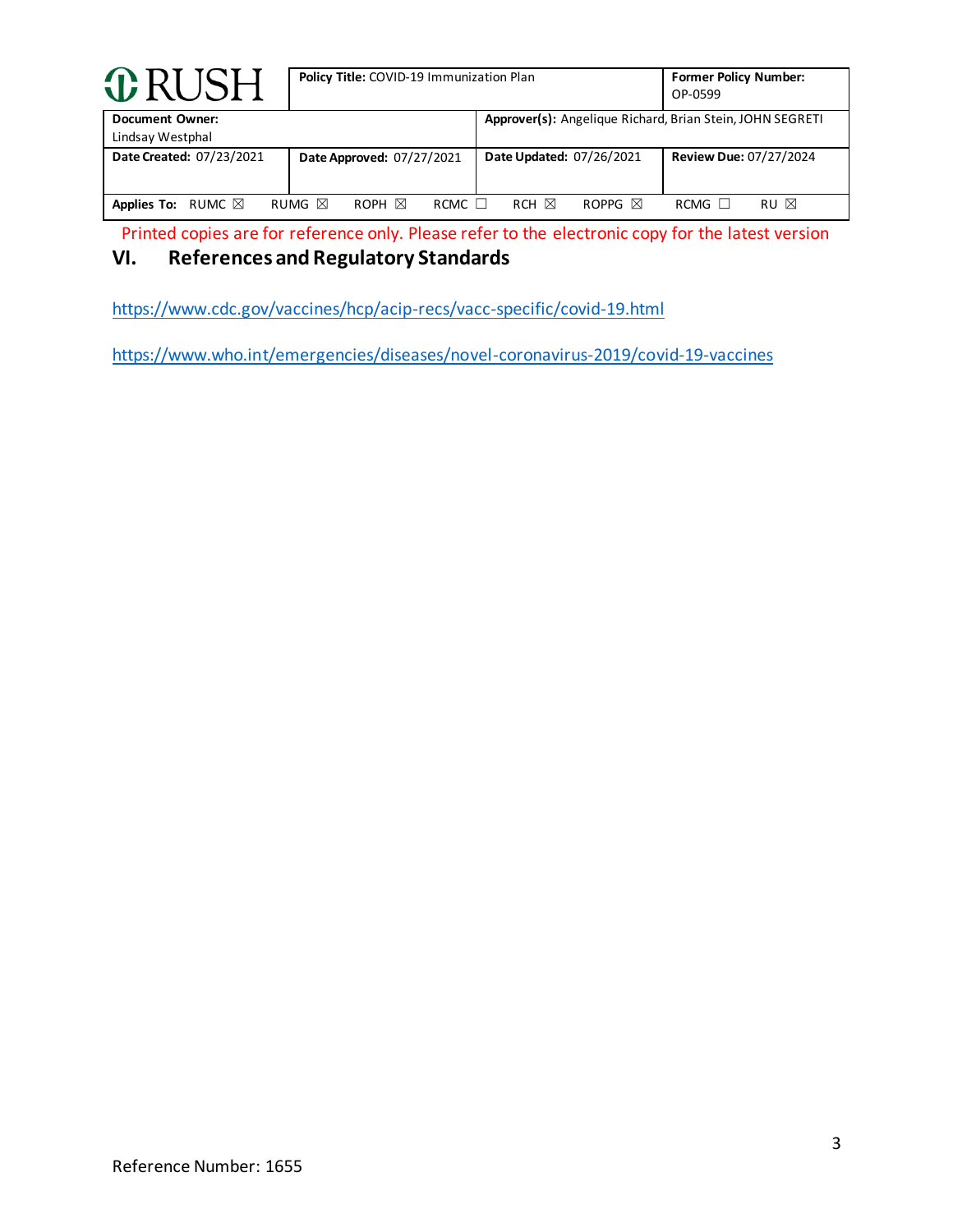## VI. References and Regulatory Standards

https://www.cdc.gov/vaccines/hcp/acip-recs/vacc-specific/covid-19.html

https://www.who.int/emergencies/diseases/novel-coronavirus-2019/covid-19-vaccines